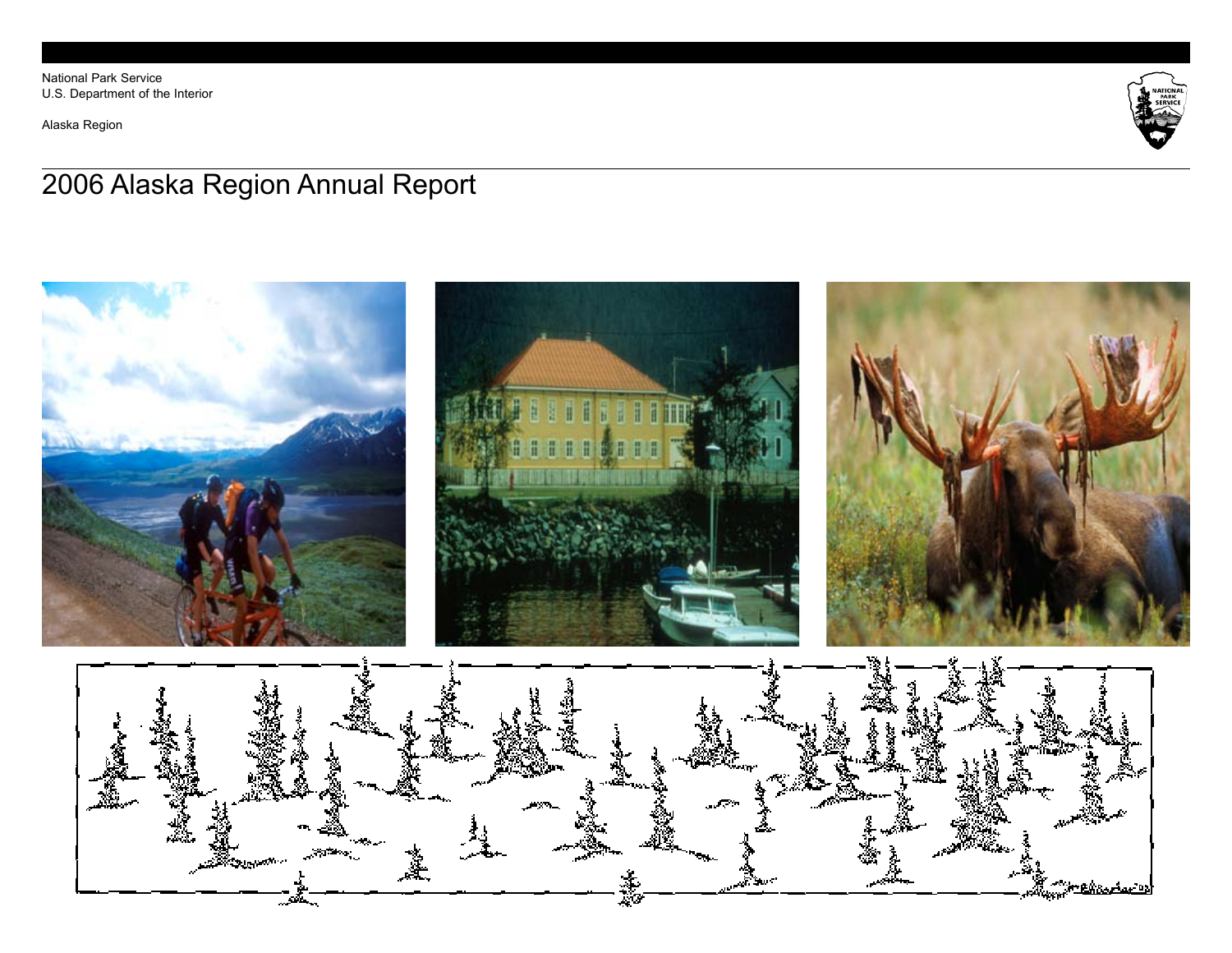National Park Service
U.S. Department of the Interior

Alaska Region

# 2006 Alaska Region Annual Report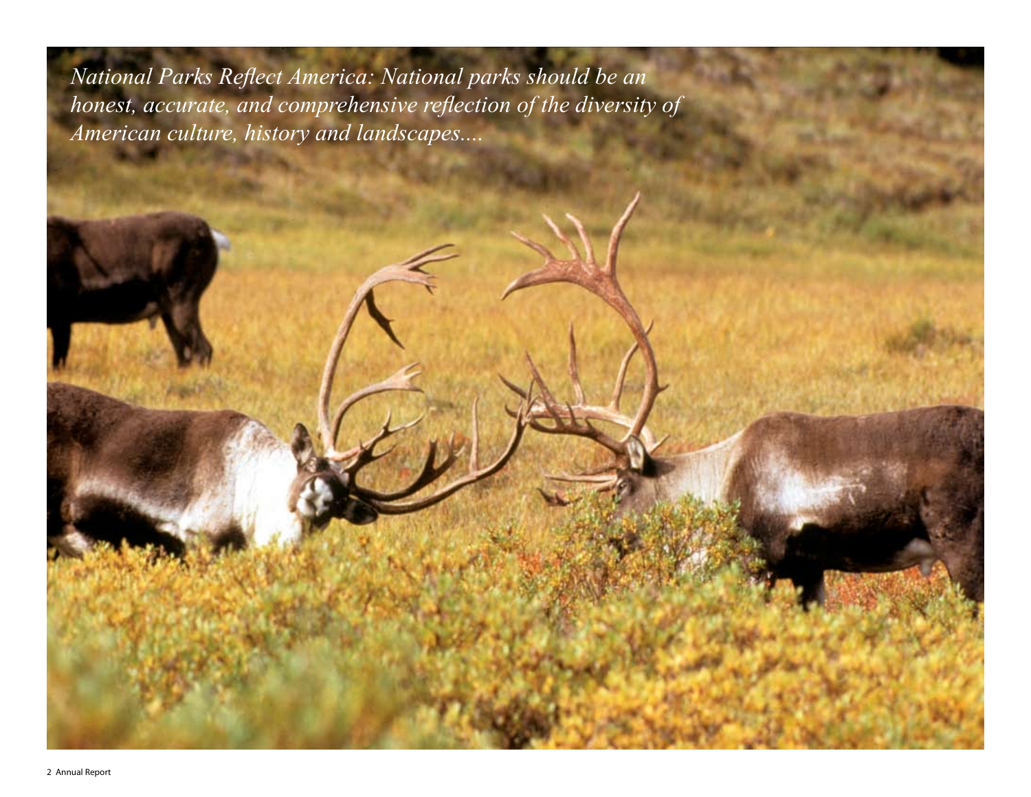*National Parks Reflect America: National parks should be an honest, accurate, and comprehensive reflection of the diversity of American culture, history and landscapes....*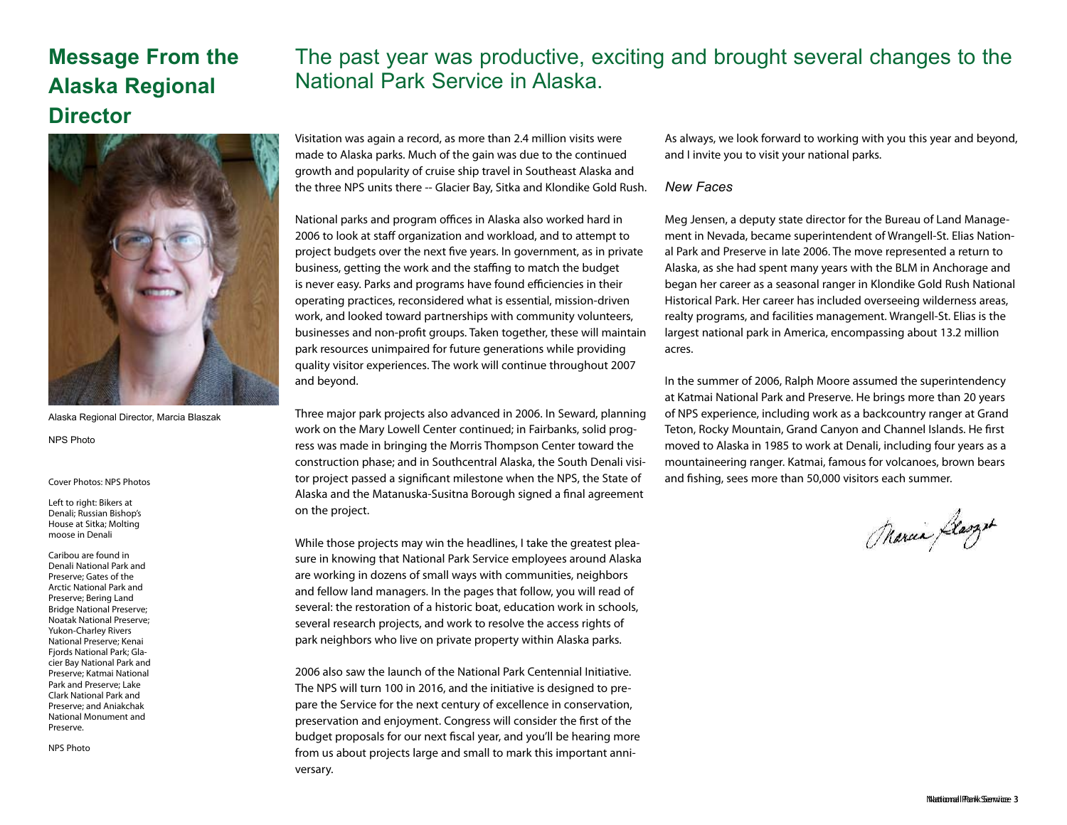# Message From the Alaska Regional Director

Alaska Regional Director, Marcia Blaszak

NPS Photo

Cover Photos: NPS Photos

Left to right: Bikers at Denali; Russian Bishop's House at Sitka; Molting moose in Denali

Caribou are found in Denali National Park and Preserve; Gates of the Arctic National Park and Preserve; Bering Land Bridge National Preserve; Noatak National Preserve; Yukon-Charley Rivers National Preserve; Kenai Fjords National Park; Glacier Bay National Park and Preserve; Katmai National Park and Preserve; Lake Clark National Park and Preserve; and Aniakchak National Monument and Preserve.

NPS Photo

## The past year was productive, exciting and brought several changes to the National Park Service in Alaska.

Visitation was again a record, as more than 2.4 million visits were made to Alaska parks. Much of the gain was due to the continued growth and popularity of cruise ship travel in Southeast Alaska and the three NPS units there -- Glacier Bay, Sitka and Klondike Gold Rush.

National parks and program offices in Alaska also worked hard in 2006 to look at staff organization and workload, and to attempt to project budgets over the next five years. In government, as in private business, getting the work and the staffing to match the budget is never easy. Parks and programs have found efficiencies in their operating practices, reconsidered what is essential, mission-driven work, and looked toward partnerships with community volunteers, businesses and non-profit groups. Taken together, these will maintain park resources unimpaired for future generations while providing quality visitor experiences. The work will continue throughout 2007 and beyond.

Three major park projects also advanced in 2006. In Seward, planning work on the Mary Lowell Center continued; in Fairbanks, solid progress was made in bringing the Morris Thompson Center toward the construction phase; and in Southcentral Alaska, the South Denali visitor project passed a significant milestone when the NPS, the State of Alaska and the Matanuska-Susitna Borough signed a final agreement on the project.

While those projects may win the headlines, I take the greatest pleasure in knowing that National Park Service employees around Alaska are working in dozens of small ways with communities, neighbors and fellow land managers. In the pages that follow, you will read of several: the restoration of a historic boat, education work in schools, several research projects, and work to resolve the access rights of park neighbors who live on private property within Alaska parks.

2006 also saw the launch of the National Park Centennial Initiative. The NPS will turn 100 in 2016, and the initiative is designed to prepare the Service for the next century of excellence in conservation, preservation and enjoyment. Congress will consider the first of the budget proposals for our next fiscal year, and you'll be hearing more from us about projects large and small to mark this important anniversary.

As always, we look forward to working with you this year and beyond, and I invite you to visit your national parks.

### *New Faces*

Meg Jensen, a deputy state director for the Bureau of Land Management in Nevada, became superintendent of Wrangell-St. Elias National Park and Preserve in late 2006. The move represented a return to Alaska, as she had spent many years with the BLM in Anchorage and began her career as a seasonal ranger in Klondike Gold Rush National Historical Park. Her career has included overseeing wilderness areas, realty programs, and facilities management. Wrangell-St. Elias is the largest national park in America, encompassing about 13.2 million acres.

In the summer of 2006, Ralph Moore assumed the superintendency at Katmai National Park and Preserve. He brings more than 20 years of NPS experience, including work as a backcountry ranger at Grand Teton, Rocky Mountain, Grand Canyon and Channel Islands. He first moved to Alaska in 1985 to work at Denali, including four years as a mountaineering ranger. Katmai, famous for volcanoes, brown bears and fishing, sees more than 50,000 visitors each summer.

Marcia Blaszak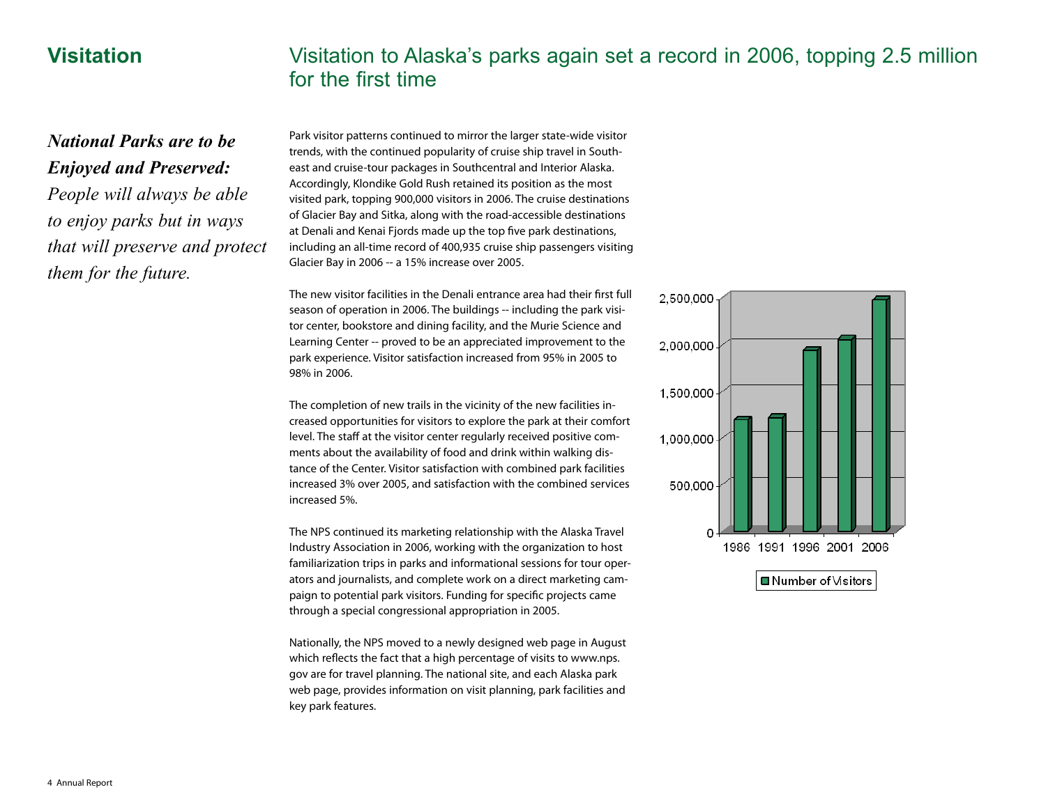# Visitation

## Visitation to Alaska's parks again set a record in 2006, topping 2.5 million for the first time

***National Parks are to be Enjoyed and Preserved:*** *People will always be able to enjoy parks but in ways that will preserve and protect them for the future.*

Park visitor patterns continued to mirror the larger state-wide visitor trends, with the continued popularity of cruise ship travel in Southeast and cruise-tour packages in Southcentral and Interior Alaska. Accordingly, Klondike Gold Rush retained its position as the most visited park, topping 900,000 visitors in 2006. The cruise destinations of Glacier Bay and Sitka, along with the road-accessible destinations at Denali and Kenai Fjords made up the top five park destinations, including an all-time record of 400,935 cruise ship passengers visiting Glacier Bay in 2006 -- a 15% increase over 2005.

The new visitor facilities in the Denali entrance area had their first full season of operation in 2006. The buildings -- including the park visitor center, bookstore and dining facility, and the Murie Science and Learning Center -- proved to be an appreciated improvement to the park experience. Visitor satisfaction increased from 95% in 2005 to 98% in 2006.

The completion of new trails in the vicinity of the new facilities increased opportunities for visitors to explore the park at their comfort level. The staff at the visitor center regularly received positive comments about the availability of food and drink within walking distance of the Center. Visitor satisfaction with combined park facilities increased 3% over 2005, and satisfaction with the combined services increased 5%.

The NPS continued its marketing relationship with the Alaska Travel Industry Association in 2006, working with the organization to host familiarization trips in parks and informational sessions for tour operators and journalists, and complete work on a direct marketing campaign to potential park visitors. Funding for specific projects came through a special congressional appropriation in 2005.

Nationally, the NPS moved to a newly designed web page in August which reflects the fact that a high percentage of visits to www.nps.gov are for travel planning. The national site, and each Alaska park web page, provides information on visit planning, park facilities and key park features.

| Year | Number of Visitors |
|---|---|
| 1986 | ~1,200,000 |
| 1991 | ~1,220,000 |
| 1996 | ~1,950,000 |
| 2001 | ~2,060,000 |
| 2006 | ~2,500,000 |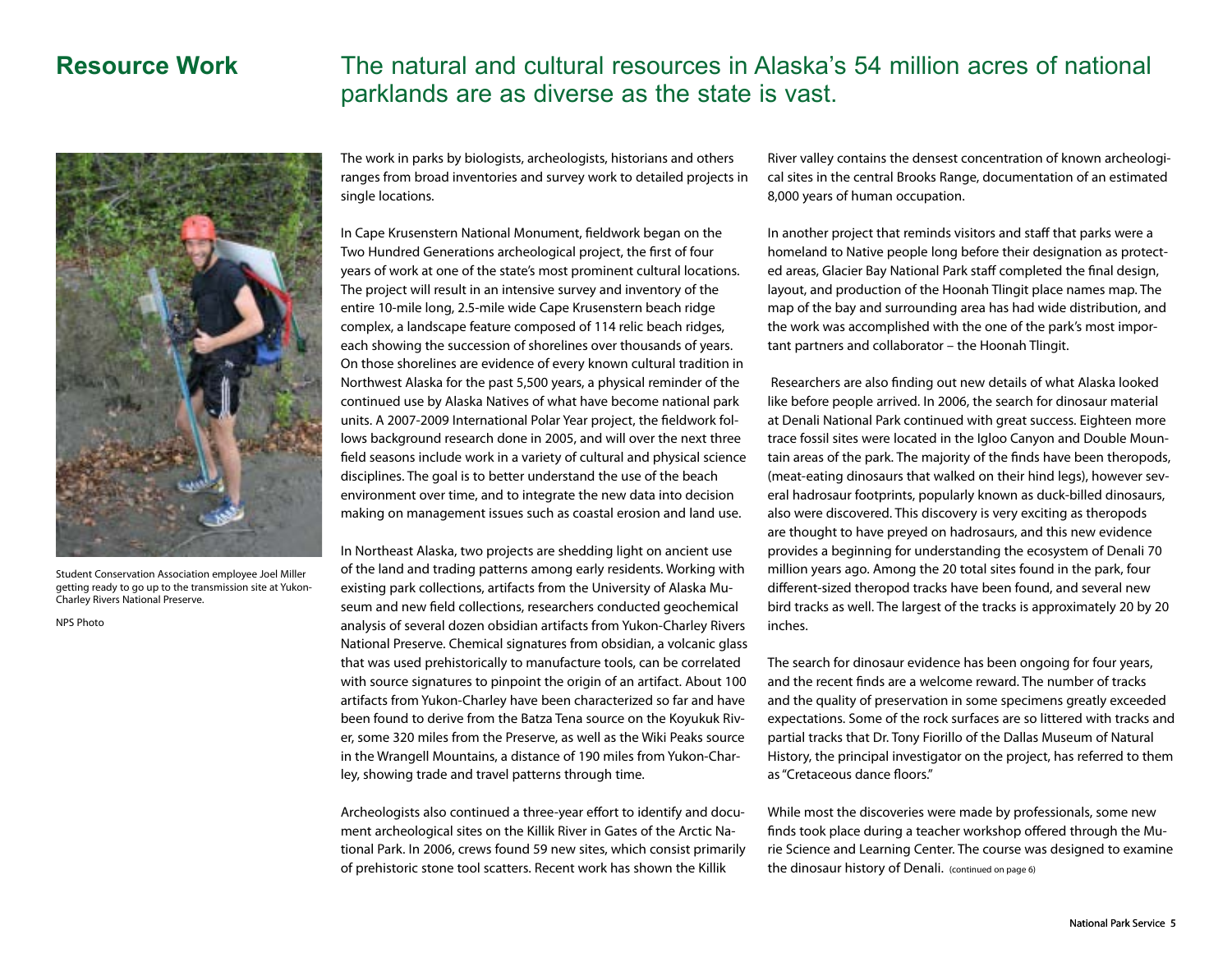## Resource Work

## The natural and cultural resources in Alaska's 54 million acres of national parklands are as diverse as the state is vast.

Student Conservation Association employee Joel Miller getting ready to go up to the transmission site at Yukon-Charley Rivers National Preserve.

NPS Photo

The work in parks by biologists, archeologists, historians and others ranges from broad inventories and survey work to detailed projects in single locations.

In Cape Krusenstern National Monument, fieldwork began on the Two Hundred Generations archeological project, the first of four years of work at one of the state's most prominent cultural locations. The project will result in an intensive survey and inventory of the entire 10-mile long, 2.5-mile wide Cape Krusenstern beach ridge complex, a landscape feature composed of 114 relic beach ridges, each showing the succession of shorelines over thousands of years. On those shorelines are evidence of every known cultural tradition in Northwest Alaska for the past 5,500 years, a physical reminder of the continued use by Alaska Natives of what have become national park units. A 2007-2009 International Polar Year project, the fieldwork follows background research done in 2005, and will over the next three field seasons include work in a variety of cultural and physical science disciplines. The goal is to better understand the use of the beach environment over time, and to integrate the new data into decision making on management issues such as coastal erosion and land use.

In Northeast Alaska, two projects are shedding light on ancient use of the land and trading patterns among early residents. Working with existing park collections, artifacts from the University of Alaska Museum and new field collections, researchers conducted geochemical analysis of several dozen obsidian artifacts from Yukon-Charley Rivers National Preserve. Chemical signatures from obsidian, a volcanic glass that was used prehistorically to manufacture tools, can be correlated with source signatures to pinpoint the origin of an artifact. About 100 artifacts from Yukon-Charley have been characterized so far and have been found to derive from the Batza Tena source on the Koyukuk River, some 320 miles from the Preserve, as well as the Wiki Peaks source in the Wrangell Mountains, a distance of 190 miles from Yukon-Charley, showing trade and travel patterns through time.

Archeologists also continued a three-year effort to identify and document archeological sites on the Killik River in Gates of the Arctic National Park. In 2006, crews found 59 new sites, which consist primarily of prehistoric stone tool scatters. Recent work has shown the Killik River valley contains the densest concentration of known archeological sites in the central Brooks Range, documentation of an estimated 8,000 years of human occupation.

In another project that reminds visitors and staff that parks were a homeland to Native people long before their designation as protected areas, Glacier Bay National Park staff completed the final design, layout, and production of the Hoonah Tlingit place names map. The map of the bay and surrounding area has had wide distribution, and the work was accomplished with the one of the park's most important partners and collaborator – the Hoonah Tlingit.

Researchers are also finding out new details of what Alaska looked like before people arrived. In 2006, the search for dinosaur material at Denali National Park continued with great success. Eighteen more trace fossil sites were located in the Igloo Canyon and Double Mountain areas of the park. The majority of the finds have been theropods, (meat-eating dinosaurs that walked on their hind legs), however several hadrosaur footprints, popularly known as duck-billed dinosaurs, also were discovered. This discovery is very exciting as theropods are thought to have preyed on hadrosaurs, and this new evidence provides a beginning for understanding the ecosystem of Denali 70 million years ago. Among the 20 total sites found in the park, four different-sized theropod tracks have been found, and several new bird tracks as well. The largest of the tracks is approximately 20 by 20 inches.

The search for dinosaur evidence has been ongoing for four years, and the recent finds are a welcome reward. The number of tracks and the quality of preservation in some specimens greatly exceeded expectations. Some of the rock surfaces are so littered with tracks and partial tracks that Dr. Tony Fiorillo of the Dallas Museum of Natural History, the principal investigator on the project, has referred to them as "Cretaceous dance floors."

While most the discoveries were made by professionals, some new finds took place during a teacher workshop offered through the Murie Science and Learning Center. The course was designed to examine the dinosaur history of Denali. (continued on page 6)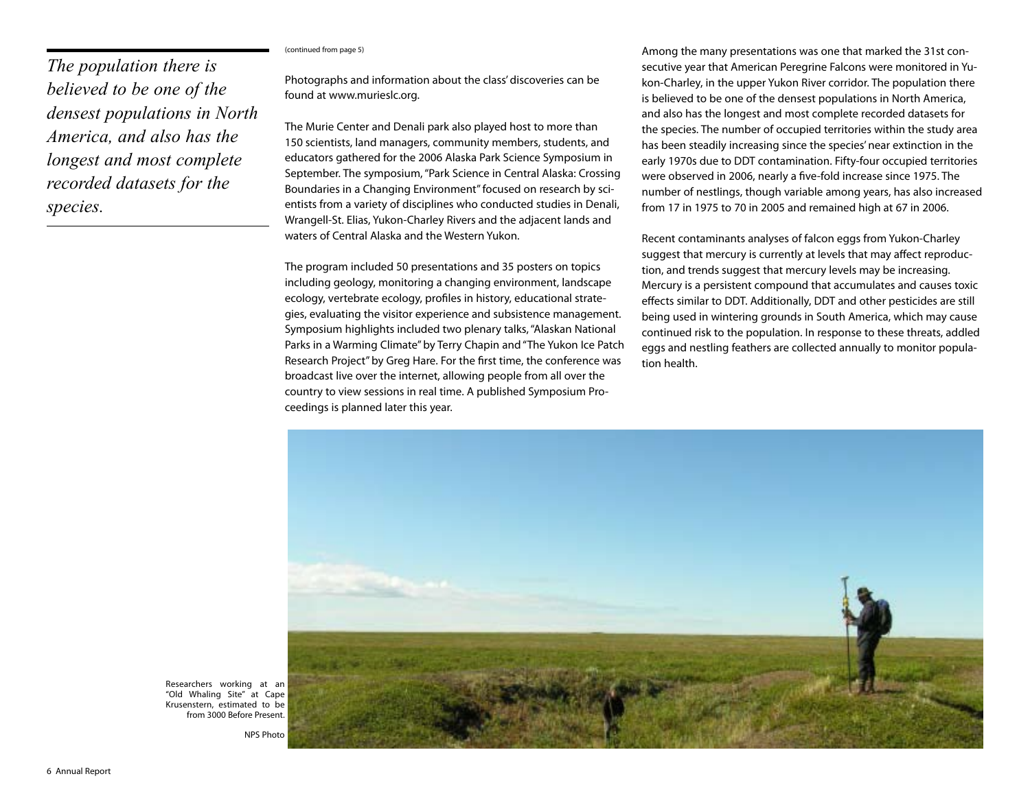*The population there is believed to be one of the densest populations in North America, and also has the longest and most complete recorded datasets for the species.*

(continued from page 5)

Photographs and information about the class' discoveries can be found at www.murieslc.org.

The Murie Center and Denali park also played host to more than 150 scientists, land managers, community members, students, and educators gathered for the 2006 Alaska Park Science Symposium in September. The symposium, "Park Science in Central Alaska: Crossing Boundaries in a Changing Environment" focused on research by scientists from a variety of disciplines who conducted studies in Denali, Wrangell-St. Elias, Yukon-Charley Rivers and the adjacent lands and waters of Central Alaska and the Western Yukon.

The program included 50 presentations and 35 posters on topics including geology, monitoring a changing environment, landscape ecology, vertebrate ecology, profiles in history, educational strategies, evaluating the visitor experience and subsistence management. Symposium highlights included two plenary talks, "Alaskan National Parks in a Warming Climate" by Terry Chapin and "The Yukon Ice Patch Research Project" by Greg Hare. For the first time, the conference was broadcast live over the internet, allowing people from all over the country to view sessions in real time. A published Symposium Proceedings is planned later this year.

Among the many presentations was one that marked the 31st consecutive year that American Peregrine Falcons were monitored in Yukon-Charley, in the upper Yukon River corridor. The population there is believed to be one of the densest populations in North America, and also has the longest and most complete recorded datasets for the species. The number of occupied territories within the study area has been steadily increasing since the species' near extinction in the early 1970s due to DDT contamination. Fifty-four occupied territories were observed in 2006, nearly a five-fold increase since 1975. The number of nestlings, though variable among years, has also increased from 17 in 1975 to 70 in 2005 and remained high at 67 in 2006.

Recent contaminants analyses of falcon eggs from Yukon-Charley suggest that mercury is currently at levels that may affect reproduction, and trends suggest that mercury levels may be increasing. Mercury is a persistent compound that accumulates and causes toxic effects similar to DDT. Additionally, DDT and other pesticides are still being used in wintering grounds in South America, which may cause continued risk to the population. In response to these threats, addled eggs and nestling feathers are collected annually to monitor population health.

Researchers working at an "Old Whaling Site" at Cape Krusenstern, estimated to be from 3000 Before Present.

NPS Photo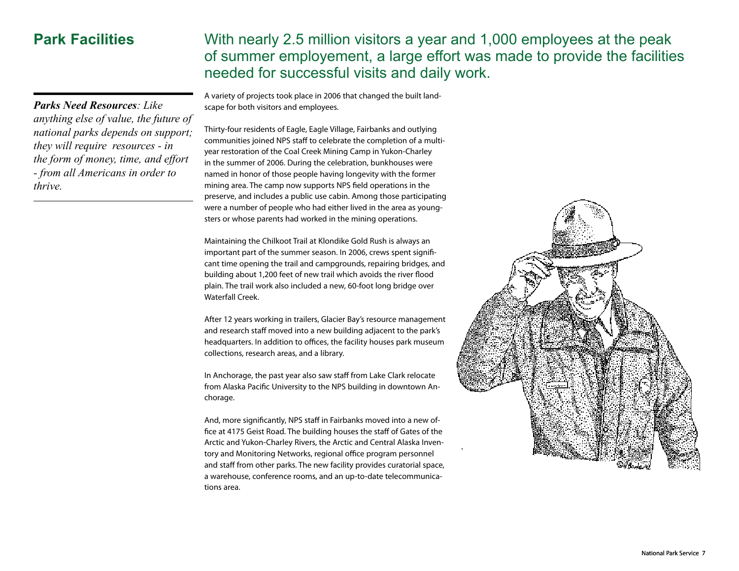## Park Facilities

With nearly 2.5 million visitors a year and 1,000 employees at the peak of summer employement, a large effort was made to provide the facilities needed for successful visits and daily work.

***Parks Need Resources**: Like anything else of value, the future of national parks depends on support; they will require resources - in the form of money, time, and effort - from all Americans in order to thrive.*

A variety of projects took place in 2006 that changed the built landscape for both visitors and employees.

Thirty-four residents of Eagle, Eagle Village, Fairbanks and outlying communities joined NPS staff to celebrate the completion of a multi-year restoration of the Coal Creek Mining Camp in Yukon-Charley in the summer of 2006. During the celebration, bunkhouses were named in honor of those people having longevity with the former mining area. The camp now supports NPS field operations in the preserve, and includes a public use cabin. Among those participating were a number of people who had either lived in the area as youngsters or whose parents had worked in the mining operations.

Maintaining the Chilkoot Trail at Klondike Gold Rush is always an important part of the summer season. In 2006, crews spent significant time opening the trail and campgrounds, repairing bridges, and building about 1,200 feet of new trail which avoids the river flood plain. The trail work also included a new, 60-foot long bridge over Waterfall Creek.

After 12 years working in trailers, Glacier Bay's resource management and research staff moved into a new building adjacent to the park's headquarters. In addition to offices, the facility houses park museum collections, research areas, and a library.

In Anchorage, the past year also saw staff from Lake Clark relocate from Alaska Pacific University to the NPS building in downtown Anchorage.

And, more significantly, NPS staff in Fairbanks moved into a new office at 4175 Geist Road. The building houses the staff of Gates of the Arctic and Yukon-Charley Rivers, the Arctic and Central Alaska Inventory and Monitoring Networks, regional office program personnel and staff from other parks. The new facility provides curatorial space, a warehouse, conference rooms, and an up-to-date telecommunications area.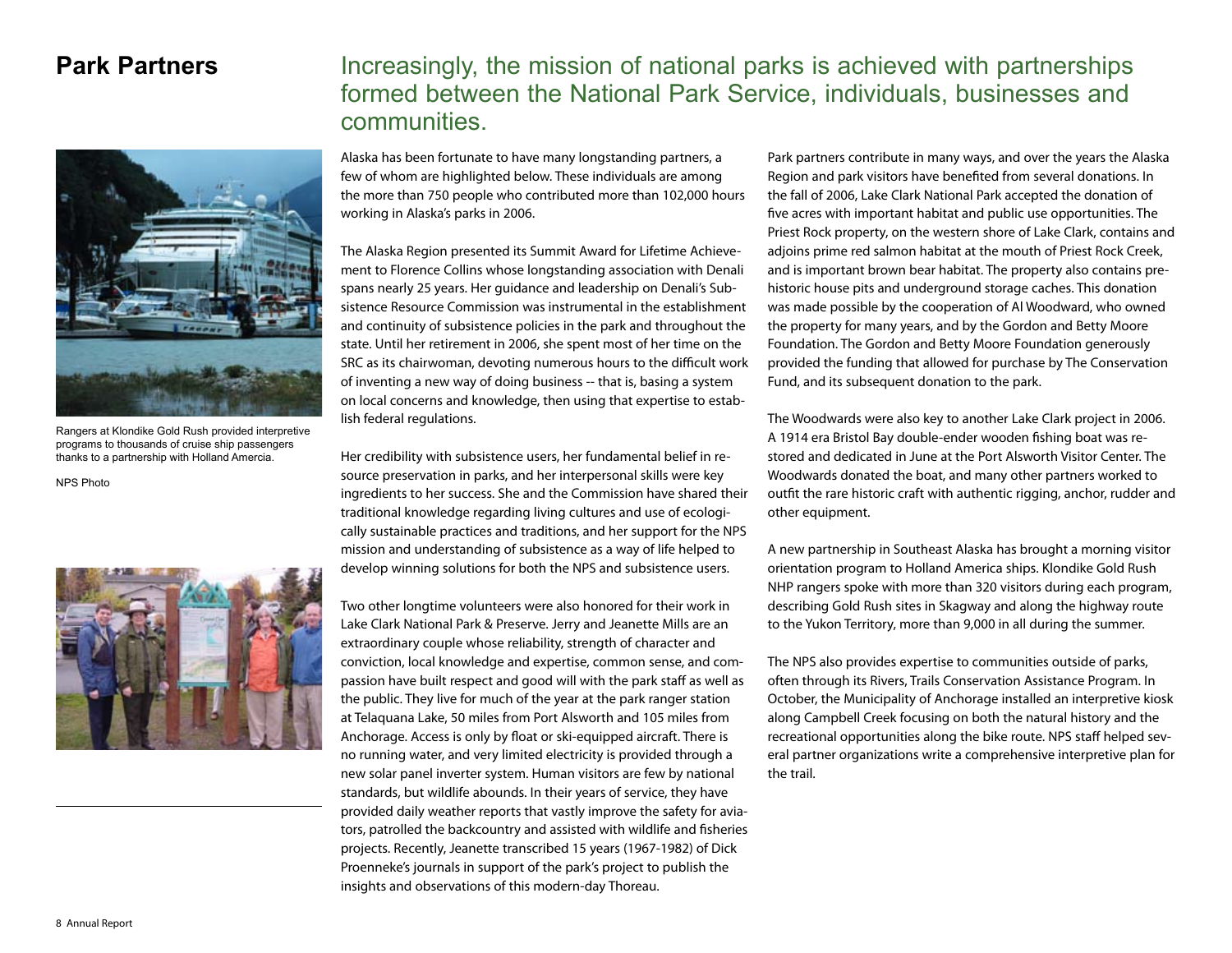# Park Partners

## Increasingly, the mission of national parks is achieved with partnerships formed between the National Park Service, individuals, businesses and communities.

Rangers at Klondike Gold Rush provided interpretive programs to thousands of cruise ship passengers thanks to a partnership with Holland Amercia.

NPS Photo

Alaska has been fortunate to have many longstanding partners, a few of whom are highlighted below. These individuals are among the more than 750 people who contributed more than 102,000 hours working in Alaska's parks in 2006.

The Alaska Region presented its Summit Award for Lifetime Achievement to Florence Collins whose longstanding association with Denali spans nearly 25 years. Her guidance and leadership on Denali's Subsistence Resource Commission was instrumental in the establishment and continuity of subsistence policies in the park and throughout the state. Until her retirement in 2006, she spent most of her time on the SRC as its chairwoman, devoting numerous hours to the difficult work of inventing a new way of doing business -- that is, basing a system on local concerns and knowledge, then using that expertise to establish federal regulations.

Her credibility with subsistence users, her fundamental belief in resource preservation in parks, and her interpersonal skills were key ingredients to her success. She and the Commission have shared their traditional knowledge regarding living cultures and use of ecologically sustainable practices and traditions, and her support for the NPS mission and understanding of subsistence as a way of life helped to develop winning solutions for both the NPS and subsistence users.

Two other longtime volunteers were also honored for their work in Lake Clark National Park & Preserve. Jerry and Jeanette Mills are an extraordinary couple whose reliability, strength of character and conviction, local knowledge and expertise, common sense, and compassion have built respect and good will with the park staff as well as the public. They live for much of the year at the park ranger station at Telaquana Lake, 50 miles from Port Alsworth and 105 miles from Anchorage. Access is only by float or ski-equipped aircraft. There is no running water, and very limited electricity is provided through a new solar panel inverter system. Human visitors are few by national standards, but wildlife abounds. In their years of service, they have provided daily weather reports that vastly improve the safety for aviators, patrolled the backcountry and assisted with wildlife and fisheries projects. Recently, Jeanette transcribed 15 years (1967-1982) of Dick Proenneke's journals in support of the park's project to publish the insights and observations of this modern-day Thoreau.

Park partners contribute in many ways, and over the years the Alaska Region and park visitors have benefited from several donations. In the fall of 2006, Lake Clark National Park accepted the donation of five acres with important habitat and public use opportunities. The Priest Rock property, on the western shore of Lake Clark, contains and adjoins prime red salmon habitat at the mouth of Priest Rock Creek, and is important brown bear habitat. The property also contains prehistoric house pits and underground storage caches. This donation was made possible by the cooperation of Al Woodward, who owned the property for many years, and by the Gordon and Betty Moore Foundation. The Gordon and Betty Moore Foundation generously provided the funding that allowed for purchase by The Conservation Fund, and its subsequent donation to the park.

The Woodwards were also key to another Lake Clark project in 2006. A 1914 era Bristol Bay double-ender wooden fishing boat was restored and dedicated in June at the Port Alsworth Visitor Center. The Woodwards donated the boat, and many other partners worked to outfit the rare historic craft with authentic rigging, anchor, rudder and other equipment.

A new partnership in Southeast Alaska has brought a morning visitor orientation program to Holland America ships. Klondike Gold Rush NHP rangers spoke with more than 320 visitors during each program, describing Gold Rush sites in Skagway and along the highway route to the Yukon Territory, more than 9,000 in all during the summer.

The NPS also provides expertise to communities outside of parks, often through its Rivers, Trails Conservation Assistance Program. In October, the Municipality of Anchorage installed an interpretive kiosk along Campbell Creek focusing on both the natural history and the recreational opportunities along the bike route. NPS staff helped several partner organizations write a comprehensive interpretive plan for the trail.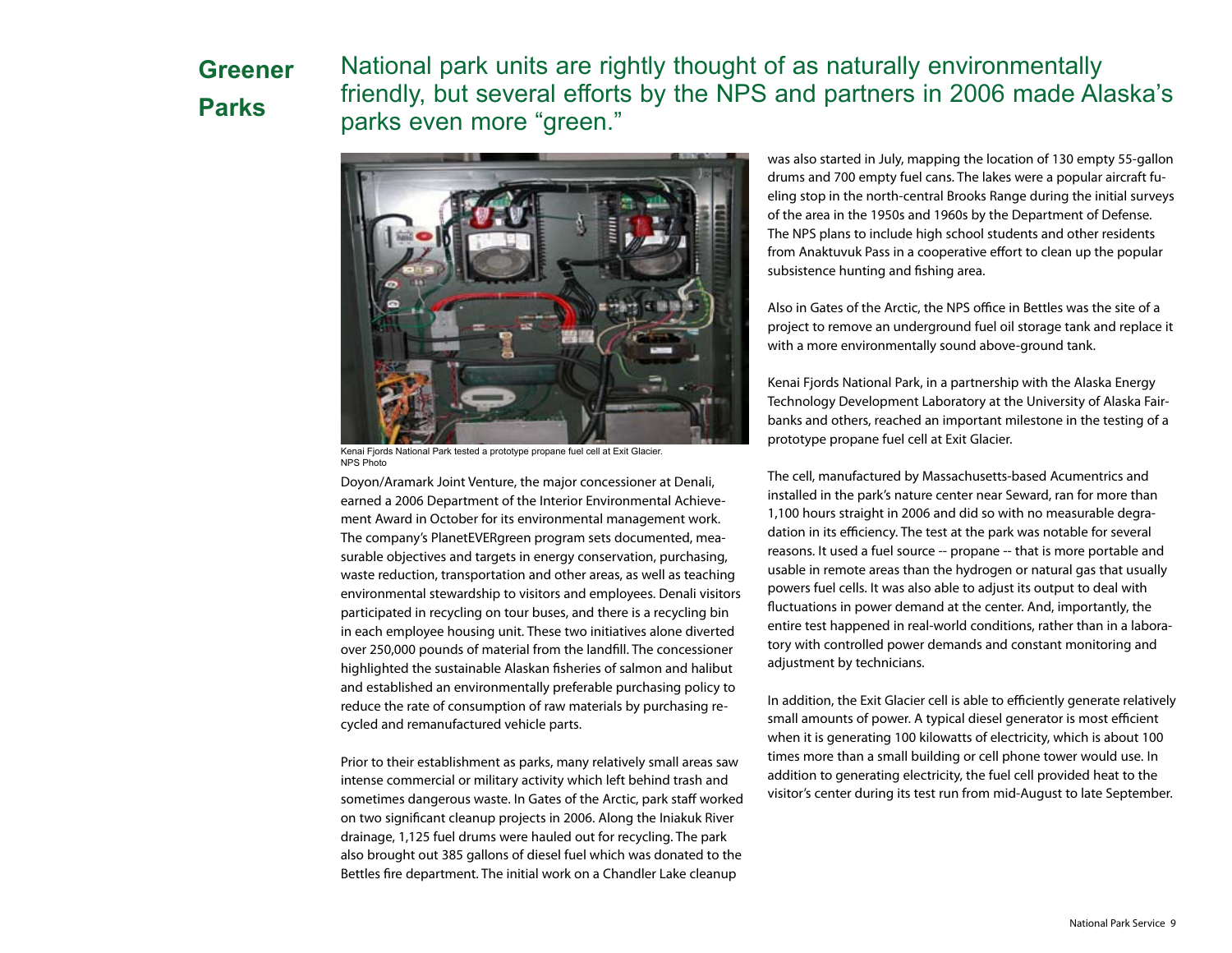# Greener Parks

## National park units are rightly thought of as naturally environmentally friendly, but several efforts by the NPS and partners in 2006 made Alaska's parks even more "green."

Kenai Fjords National Park tested a prototype propane fuel cell at Exit Glacier.
NPS Photo

Doyon/Aramark Joint Venture, the major concessioner at Denali, earned a 2006 Department of the Interior Environmental Achievement Award in October for its environmental management work. The company's PlanetEVERgreen program sets documented, measurable objectives and targets in energy conservation, purchasing, waste reduction, transportation and other areas, as well as teaching environmental stewardship to visitors and employees. Denali visitors participated in recycling on tour buses, and there is a recycling bin in each employee housing unit. These two initiatives alone diverted over 250,000 pounds of material from the landfill. The concessioner highlighted the sustainable Alaskan fisheries of salmon and halibut and established an environmentally preferable purchasing policy to reduce the rate of consumption of raw materials by purchasing recycled and remanufactured vehicle parts.

Prior to their establishment as parks, many relatively small areas saw intense commercial or military activity which left behind trash and sometimes dangerous waste. In Gates of the Arctic, park staff worked on two significant cleanup projects in 2006. Along the Iniakuk River drainage, 1,125 fuel drums were hauled out for recycling. The park also brought out 385 gallons of diesel fuel which was donated to the Bettles fire department. The initial work on a Chandler Lake cleanup was also started in July, mapping the location of 130 empty 55-gallon drums and 700 empty fuel cans. The lakes were a popular aircraft fueling stop in the north-central Brooks Range during the initial surveys of the area in the 1950s and 1960s by the Department of Defense. The NPS plans to include high school students and other residents from Anaktuvuk Pass in a cooperative effort to clean up the popular subsistence hunting and fishing area.

Also in Gates of the Arctic, the NPS office in Bettles was the site of a project to remove an underground fuel oil storage tank and replace it with a more environmentally sound above-ground tank.

Kenai Fjords National Park, in a partnership with the Alaska Energy Technology Development Laboratory at the University of Alaska Fairbanks and others, reached an important milestone in the testing of a prototype propane fuel cell at Exit Glacier.

The cell, manufactured by Massachusetts-based Acumentrics and installed in the park's nature center near Seward, ran for more than 1,100 hours straight in 2006 and did so with no measurable degradation in its efficiency. The test at the park was notable for several reasons. It used a fuel source -- propane -- that is more portable and usable in remote areas than the hydrogen or natural gas that usually powers fuel cells. It was also able to adjust its output to deal with fluctuations in power demand at the center. And, importantly, the entire test happened in real-world conditions, rather than in a laboratory with controlled power demands and constant monitoring and adjustment by technicians.

In addition, the Exit Glacier cell is able to efficiently generate relatively small amounts of power. A typical diesel generator is most efficient when it is generating 100 kilowatts of electricity, which is about 100 times more than a small building or cell phone tower would use. In addition to generating electricity, the fuel cell provided heat to the visitor's center during its test run from mid-August to late September.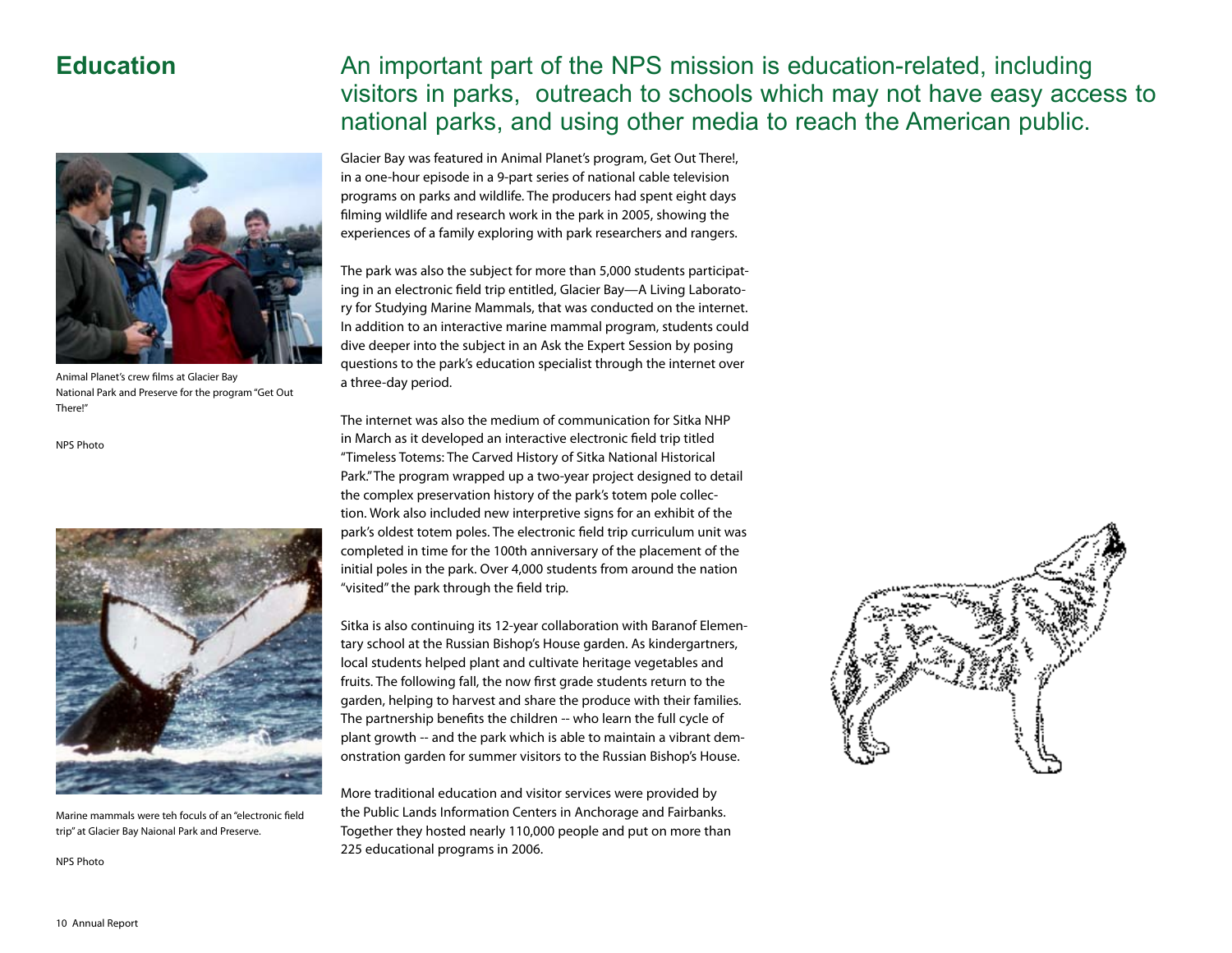# Education

## An important part of the NPS mission is education-related, including visitors in parks, outreach to schools which may not have easy access to national parks, and using other media to reach the American public.

Animal Planet's crew films at Glacier Bay National Park and Preserve for the program "Get Out There!"

NPS Photo

Marine mammals were teh foculs of an "electronic field trip" at Glacier Bay Naional Park and Preserve.

NPS Photo

Glacier Bay was featured in Animal Planet's program, Get Out There!, in a one-hour episode in a 9-part series of national cable television programs on parks and wildlife. The producers had spent eight days filming wildlife and research work in the park in 2005, showing the experiences of a family exploring with park researchers and rangers.

The park was also the subject for more than 5,000 students participating in an electronic field trip entitled, Glacier Bay—A Living Laboratory for Studying Marine Mammals, that was conducted on the internet. In addition to an interactive marine mammal program, students could dive deeper into the subject in an Ask the Expert Session by posing questions to the park's education specialist through the internet over a three-day period.

The internet was also the medium of communication for Sitka NHP in March as it developed an interactive electronic field trip titled "Timeless Totems: The Carved History of Sitka National Historical Park." The program wrapped up a two-year project designed to detail the complex preservation history of the park's totem pole collection. Work also included new interpretive signs for an exhibit of the park's oldest totem poles. The electronic field trip curriculum unit was completed in time for the 100th anniversary of the placement of the initial poles in the park. Over 4,000 students from around the nation "visited" the park through the field trip.

Sitka is also continuing its 12-year collaboration with Baranof Elementary school at the Russian Bishop's House garden. As kindergartners, local students helped plant and cultivate heritage vegetables and fruits. The following fall, the now first grade students return to the garden, helping to harvest and share the produce with their families. The partnership benefits the children -- who learn the full cycle of plant growth -- and the park which is able to maintain a vibrant demonstration garden for summer visitors to the Russian Bishop's House.

More traditional education and visitor services were provided by the Public Lands Information Centers in Anchorage and Fairbanks. Together they hosted nearly 110,000 people and put on more than 225 educational programs in 2006.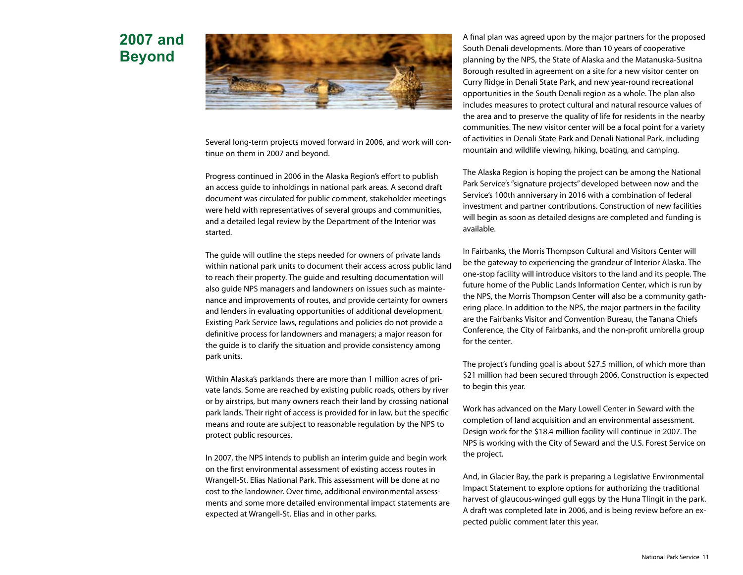# 2007 and Beyond

Several long-term projects moved forward in 2006, and work will continue on them in 2007 and beyond.

Progress continued in 2006 in the Alaska Region's effort to publish an access guide to inholdings in national park areas. A second draft document was circulated for public comment, stakeholder meetings were held with representatives of several groups and communities, and a detailed legal review by the Department of the Interior was started.

The guide will outline the steps needed for owners of private lands within national park units to document their access across public land to reach their property. The guide and resulting documentation will also guide NPS managers and landowners on issues such as maintenance and improvements of routes, and provide certainty for owners and lenders in evaluating opportunities of additional development. Existing Park Service laws, regulations and policies do not provide a definitive process for landowners and managers; a major reason for the guide is to clarify the situation and provide consistency among park units.

Within Alaska's parklands there are more than 1 million acres of private lands. Some are reached by existing public roads, others by river or by airstrips, but many owners reach their land by crossing national park lands. Their right of access is provided for in law, but the specific means and route are subject to reasonable regulation by the NPS to protect public resources.

In 2007, the NPS intends to publish an interim guide and begin work on the first environmental assessment of existing access routes in Wrangell-St. Elias National Park. This assessment will be done at no cost to the landowner. Over time, additional environmental assessments and some more detailed environmental impact statements are expected at Wrangell-St. Elias and in other parks.

A final plan was agreed upon by the major partners for the proposed South Denali developments. More than 10 years of cooperative planning by the NPS, the State of Alaska and the Matanuska-Susitna Borough resulted in agreement on a site for a new visitor center on Curry Ridge in Denali State Park, and new year-round recreational opportunities in the South Denali region as a whole. The plan also includes measures to protect cultural and natural resource values of the area and to preserve the quality of life for residents in the nearby communities. The new visitor center will be a focal point for a variety of activities in Denali State Park and Denali National Park, including mountain and wildlife viewing, hiking, boating, and camping.

The Alaska Region is hoping the project can be among the National Park Service's "signature projects" developed between now and the Service's 100th anniversary in 2016 with a combination of federal investment and partner contributions. Construction of new facilities will begin as soon as detailed designs are completed and funding is available.

In Fairbanks, the Morris Thompson Cultural and Visitors Center will be the gateway to experiencing the grandeur of Interior Alaska. The one-stop facility will introduce visitors to the land and its people. The future home of the Public Lands Information Center, which is run by the NPS, the Morris Thompson Center will also be a community gathering place. In addition to the NPS, the major partners in the facility are the Fairbanks Visitor and Convention Bureau, the Tanana Chiefs Conference, the City of Fairbanks, and the non-profit umbrella group for the center.

The project's funding goal is about $27.5 million, of which more than $21 million had been secured through 2006. Construction is expected to begin this year.

Work has advanced on the Mary Lowell Center in Seward with the completion of land acquisition and an environmental assessment. Design work for the $18.4 million facility will continue in 2007. The NPS is working with the City of Seward and the U.S. Forest Service on the project.

And, in Glacier Bay, the park is preparing a Legislative Environmental Impact Statement to explore options for authorizing the traditional harvest of glaucous-winged gull eggs by the Huna Tlingit in the park. A draft was completed late in 2006, and is being review before an expected public comment later this year.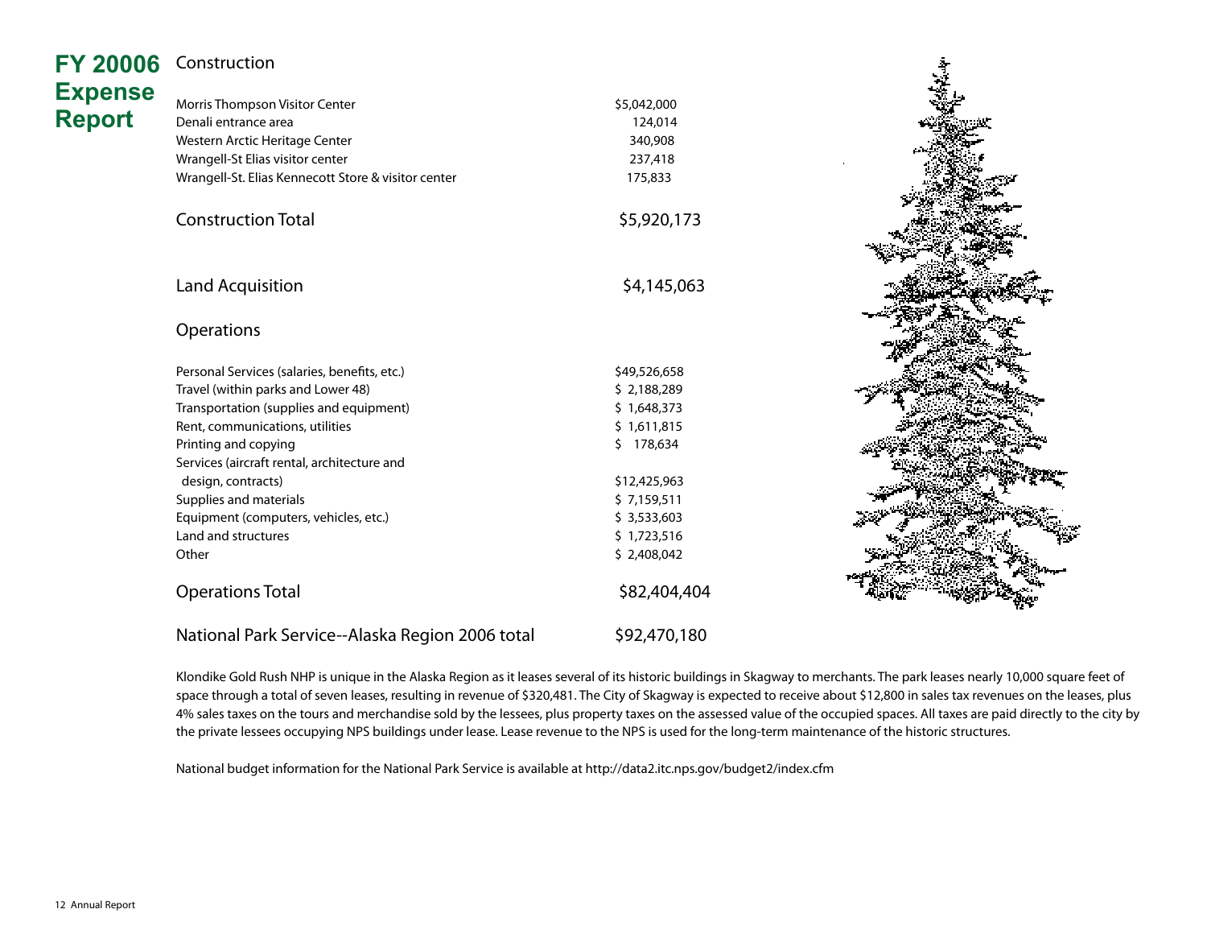# FY 20006 Expense Report

## Construction

| | |
|---|---|
| Morris Thompson Visitor Center | $5,042,000 |
| Denali entrance area | 124,014 |
| Western Arctic Heritage Center | 340,908 |
| Wrangell-St Elias visitor center | 237,418 |
| Wrangell-St. Elias Kennecott Store & visitor center | 175,833 |
| **Construction Total** | **$5,920,173** |

## Land Acquisition

| | |
|---|---|
| **Land Acquisition** | **$4,145,063** |

## Operations

| | |
|---|---|
| Personal Services (salaries, benefits, etc.) | $49,526,658 |
| Travel (within parks and Lower 48) | $ 2,188,289 |
| Transportation (supplies and equipment) | $ 1,648,373 |
| Rent, communications, utilities | $ 1,611,815 |
| Printing and copying | $ 178,634 |
| Services (aircraft rental, architecture and design, contracts) | $12,425,963 |
| Supplies and materials | $ 7,159,511 |
| Equipment (computers, vehicles, etc.) | $ 3,533,603 |
| Land and structures | $ 1,723,516 |
| Other | $ 2,408,042 |
| **Operations Total** | **$82,404,404** |

| | |
|---|---|
| **National Park Service--Alaska Region 2006 total** | **$92,470,180** |

Klondike Gold Rush NHP is unique in the Alaska Region as it leases several of its historic buildings in Skagway to merchants. The park leases nearly 10,000 square feet of space through a total of seven leases, resulting in revenue of $320,481. The City of Skagway is expected to receive about $12,800 in sales tax revenues on the leases, plus 4% sales taxes on the tours and merchandise sold by the lessees, plus property taxes on the assessed value of the occupied spaces. All taxes are paid directly to the city by the private lessees occupying NPS buildings under lease. Lease revenue to the NPS is used for the long-term maintenance of the historic structures.

National budget information for the National Park Service is available at http://data2.itc.nps.gov/budget2/index.cfm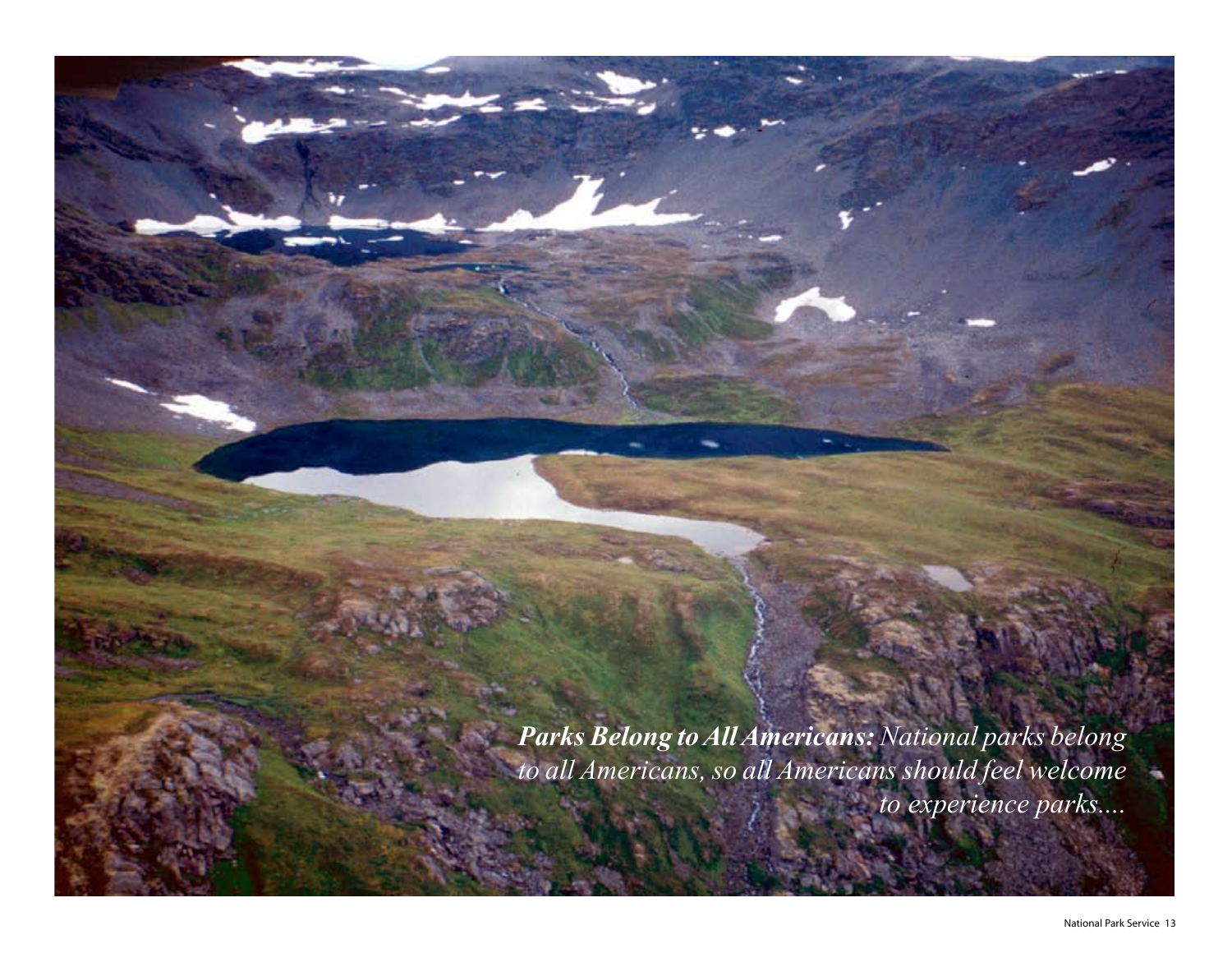***Parks Belong to All Americans:*** *National parks belong to all Americans, so all Americans should feel welcome to experience parks....*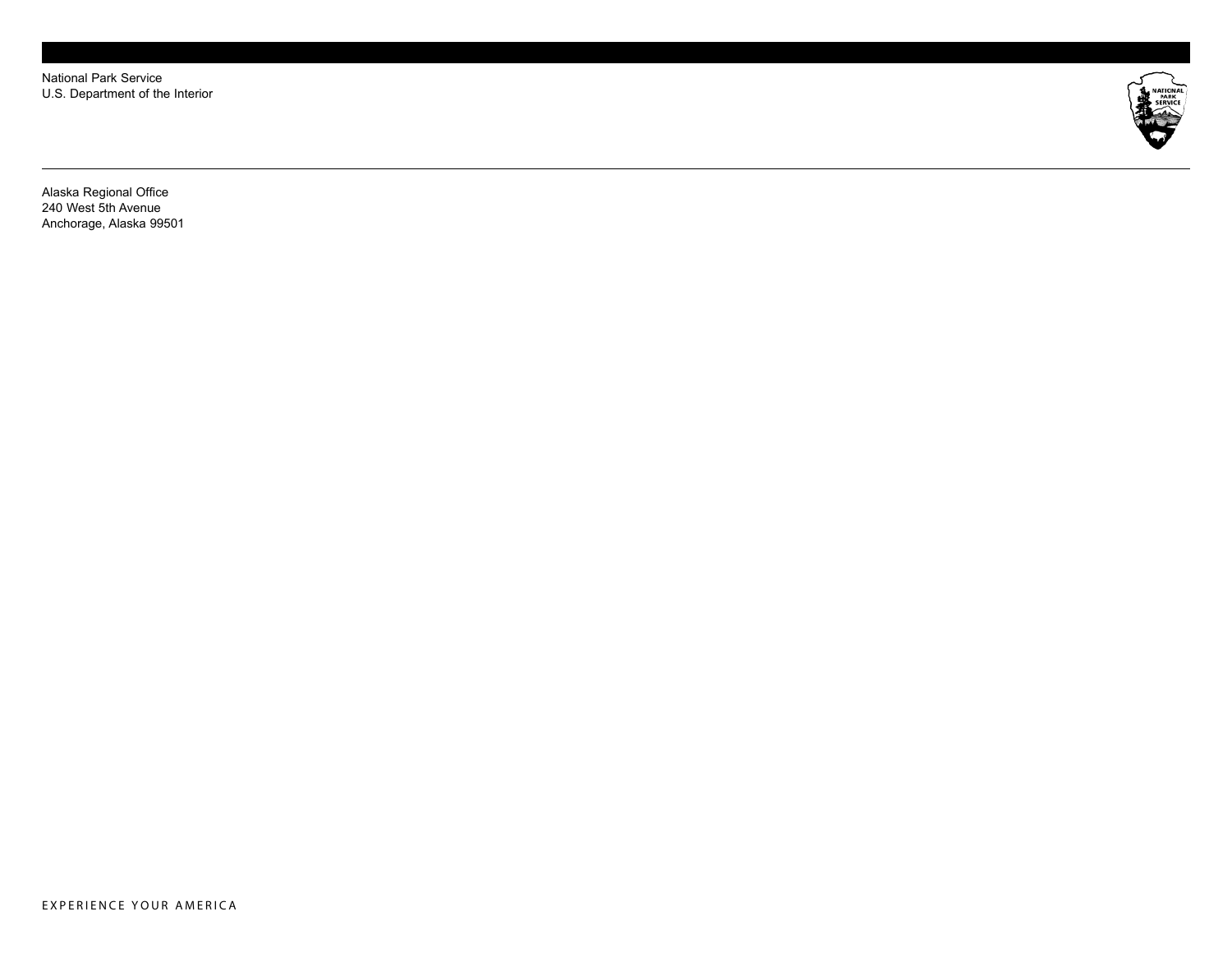National Park Service
U.S. Department of the Interior

Alaska Regional Office
240 West 5th Avenue
Anchorage, Alaska 99501

EXPERIENCE YOUR AMERICA